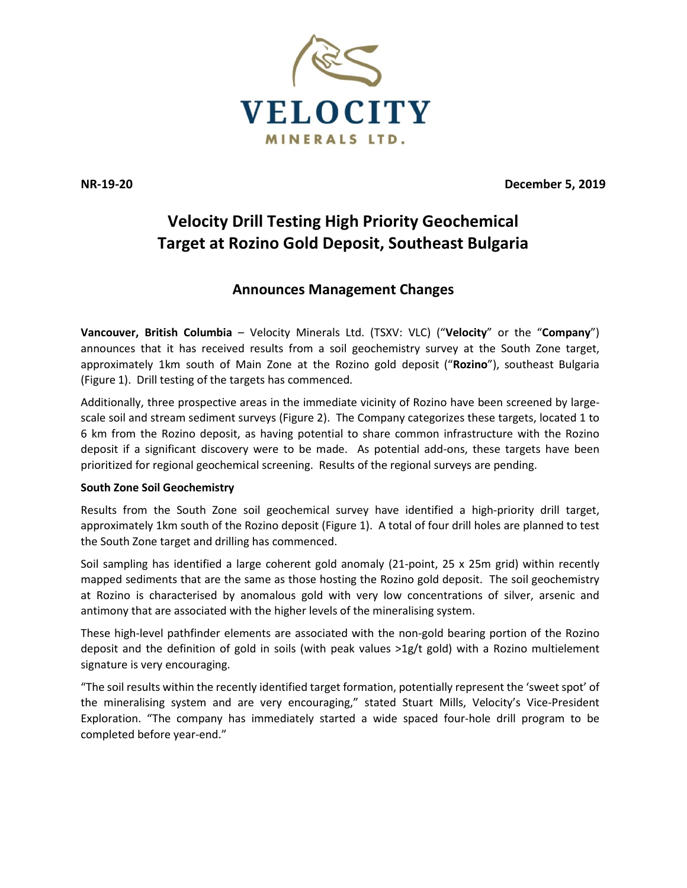**NR-19-20** **December 5, 2019**

# Velocity Drill Testing High Priority Geochemical Target at Rozino Gold Deposit, Southeast Bulgaria

## Announces Management Changes

**Vancouver, British Columbia** – Velocity Minerals Ltd. (TSXV: VLC) ("**Velocity**" or the "**Company**") announces that it has received results from a soil geochemistry survey at the South Zone target, approximately 1km south of Main Zone at the Rozino gold deposit ("**Rozino**"), southeast Bulgaria (Figure 1). Drill testing of the targets has commenced.

Additionally, three prospective areas in the immediate vicinity of Rozino have been screened by large-scale soil and stream sediment surveys (Figure 2). The Company categorizes these targets, located 1 to 6 km from the Rozino deposit, as having potential to share common infrastructure with the Rozino deposit if a significant discovery were to be made. As potential add-ons, these targets have been prioritized for regional geochemical screening. Results of the regional surveys are pending.

**South Zone Soil Geochemistry**

Results from the South Zone soil geochemical survey have identified a high-priority drill target, approximately 1km south of the Rozino deposit (Figure 1). A total of four drill holes are planned to test the South Zone target and drilling has commenced.

Soil sampling has identified a large coherent gold anomaly (21-point, 25 x 25m grid) within recently mapped sediments that are the same as those hosting the Rozino gold deposit. The soil geochemistry at Rozino is characterised by anomalous gold with very low concentrations of silver, arsenic and antimony that are associated with the higher levels of the mineralising system.

These high-level pathfinder elements are associated with the non-gold bearing portion of the Rozino deposit and the definition of gold in soils (with peak values >1g/t gold) with a Rozino multielement signature is very encouraging.

"The soil results within the recently identified target formation, potentially represent the 'sweet spot' of the mineralising system and are very encouraging," stated Stuart Mills, Velocity's Vice-President Exploration. "The company has immediately started a wide spaced four-hole drill program to be completed before year-end."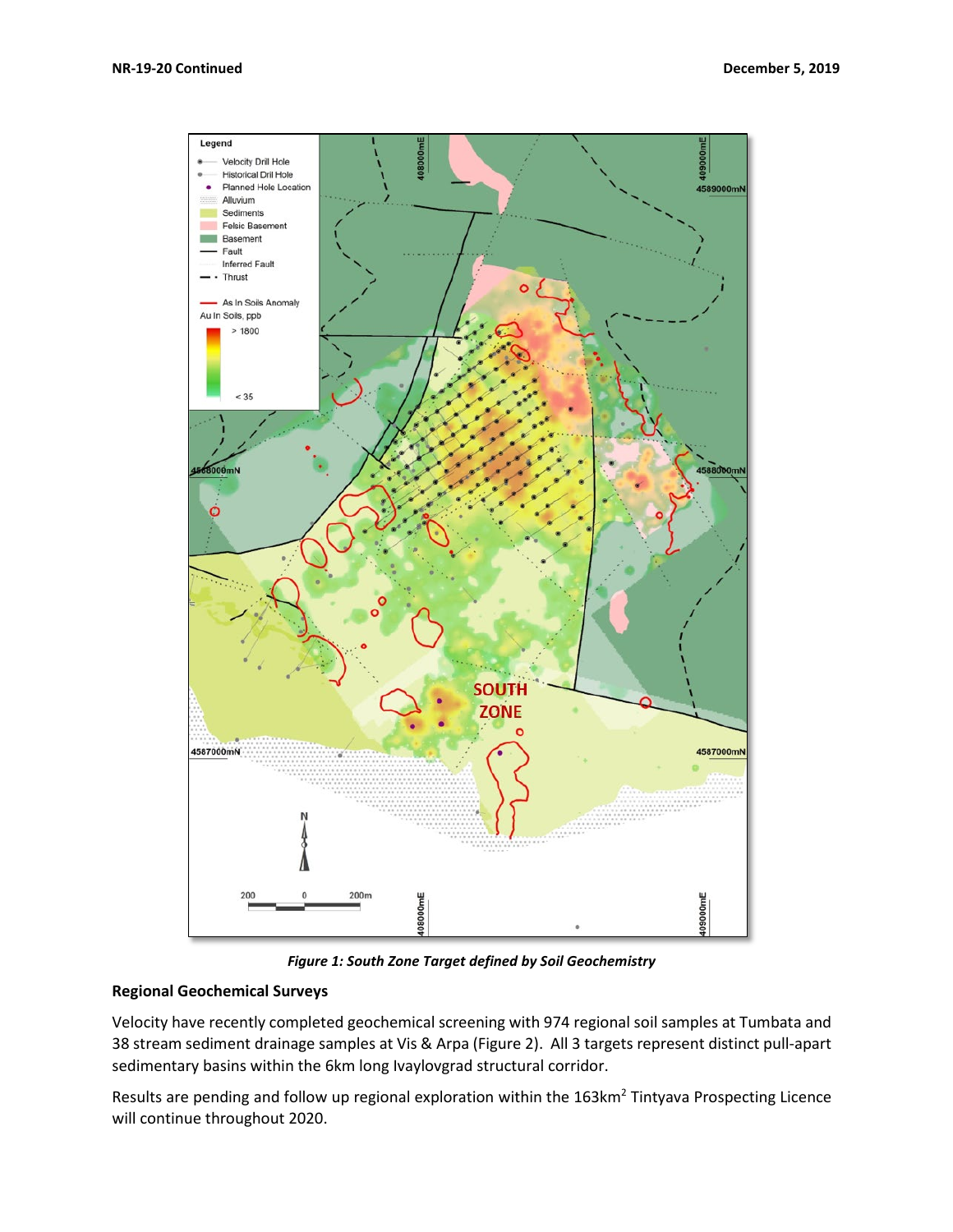*Figure 1: South Zone Target defined by Soil Geochemistry*

## Regional Geochemical Surveys

Velocity have recently completed geochemical screening with 974 regional soil samples at Tumbata and 38 stream sediment drainage samples at Vis & Arpa (Figure 2). All 3 targets represent distinct pull-apart sedimentary basins within the 6km long Ivaylovgrad structural corridor.

Results are pending and follow up regional exploration within the 163km$^2$ Tintyava Prospecting Licence will continue throughout 2020.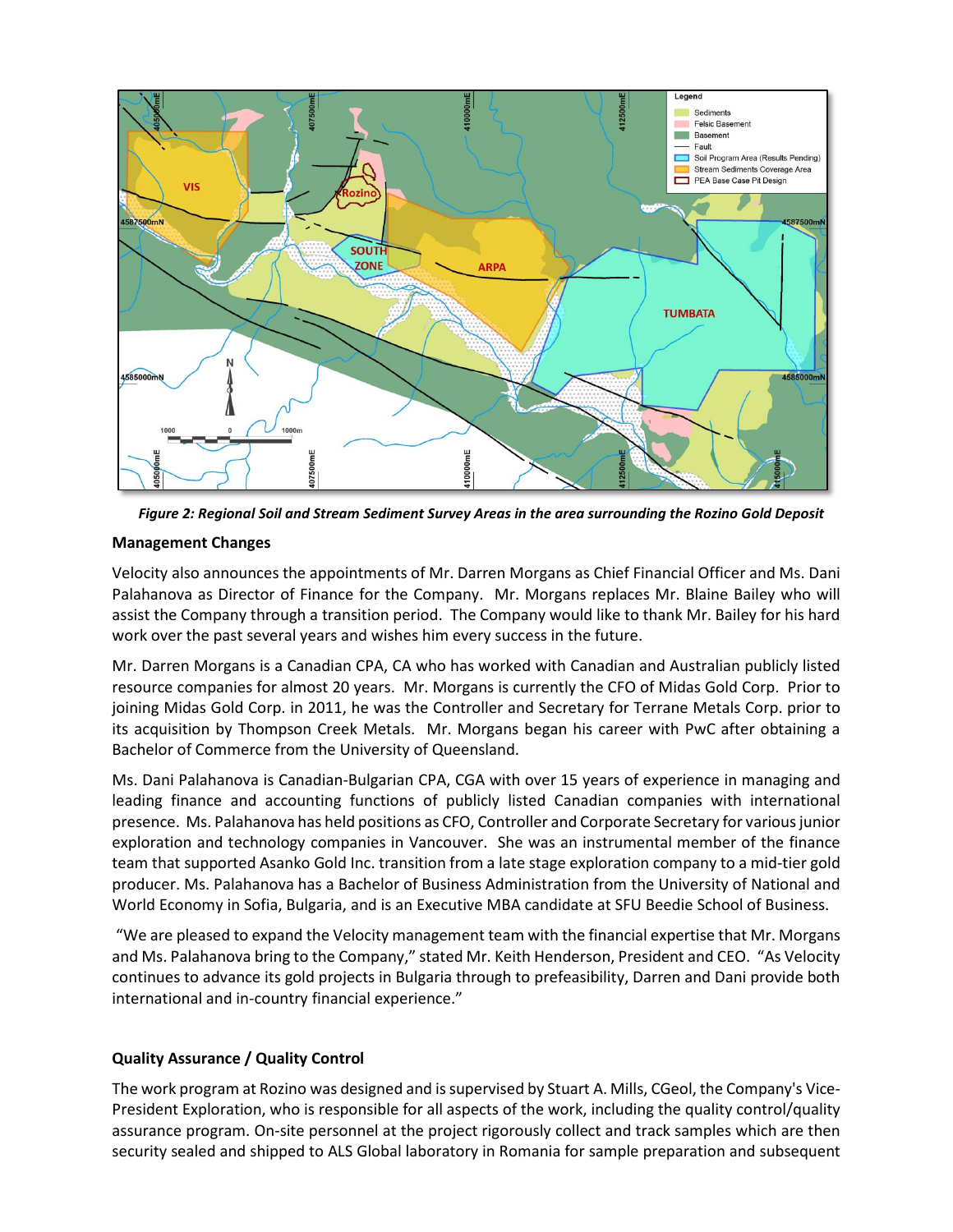*Figure 2: Regional Soil and Stream Sediment Survey Areas in the area surrounding the Rozino Gold Deposit*

**Management Changes**

Velocity also announces the appointments of Mr. Darren Morgans as Chief Financial Officer and Ms. Dani Palahanova as Director of Finance for the Company. Mr. Morgans replaces Mr. Blaine Bailey who will assist the Company through a transition period. The Company would like to thank Mr. Bailey for his hard work over the past several years and wishes him every success in the future.

Mr. Darren Morgans is a Canadian CPA, CA who has worked with Canadian and Australian publicly listed resource companies for almost 20 years. Mr. Morgans is currently the CFO of Midas Gold Corp. Prior to joining Midas Gold Corp. in 2011, he was the Controller and Secretary for Terrane Metals Corp. prior to its acquisition by Thompson Creek Metals. Mr. Morgans began his career with PwC after obtaining a Bachelor of Commerce from the University of Queensland.

Ms. Dani Palahanova is Canadian-Bulgarian CPA, CGA with over 15 years of experience in managing and leading finance and accounting functions of publicly listed Canadian companies with international presence. Ms. Palahanova has held positions as CFO, Controller and Corporate Secretary for various junior exploration and technology companies in Vancouver. She was an instrumental member of the finance team that supported Asanko Gold Inc. transition from a late stage exploration company to a mid-tier gold producer. Ms. Palahanova has a Bachelor of Business Administration from the University of National and World Economy in Sofia, Bulgaria, and is an Executive MBA candidate at SFU Beedie School of Business.

"We are pleased to expand the Velocity management team with the financial expertise that Mr. Morgans and Ms. Palahanova bring to the Company," stated Mr. Keith Henderson, President and CEO. "As Velocity continues to advance its gold projects in Bulgaria through to prefeasibility, Darren and Dani provide both international and in-country financial experience."

**Quality Assurance / Quality Control**

The work program at Rozino was designed and is supervised by Stuart A. Mills, CGeol, the Company's Vice-President Exploration, who is responsible for all aspects of the work, including the quality control/quality assurance program. On-site personnel at the project rigorously collect and track samples which are then security sealed and shipped to ALS Global laboratory in Romania for sample preparation and subsequent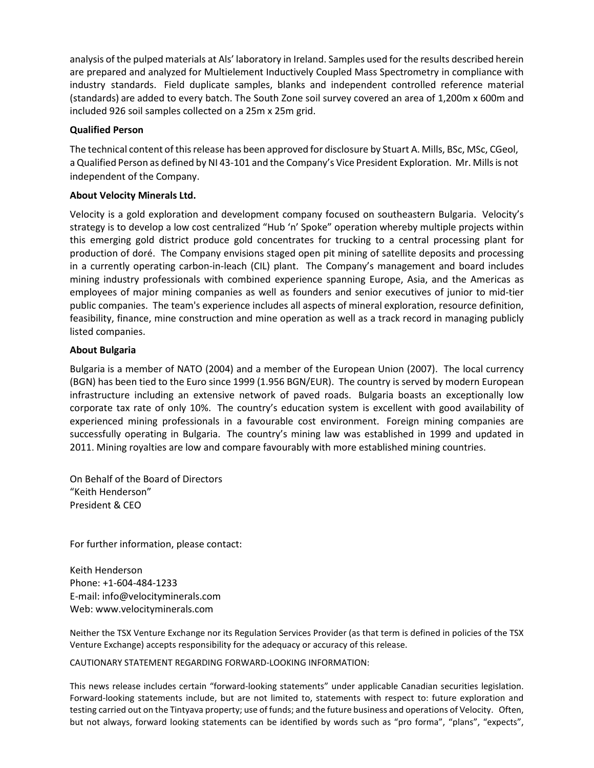analysis of the pulped materials at Als' laboratory in Ireland. Samples used for the results described herein are prepared and analyzed for Multielement Inductively Coupled Mass Spectrometry in compliance with industry standards. Field duplicate samples, blanks and independent controlled reference material (standards) are added to every batch. The South Zone soil survey covered an area of 1,200m x 600m and included 926 soil samples collected on a 25m x 25m grid.

**Qualified Person**

The technical content of this release has been approved for disclosure by Stuart A. Mills, BSc, MSc, CGeol, a Qualified Person as defined by NI 43-101 and the Company's Vice President Exploration. Mr. Mills is not independent of the Company.

**About Velocity Minerals Ltd.**

Velocity is a gold exploration and development company focused on southeastern Bulgaria. Velocity's strategy is to develop a low cost centralized "Hub 'n' Spoke" operation whereby multiple projects within this emerging gold district produce gold concentrates for trucking to a central processing plant for production of doré. The Company envisions staged open pit mining of satellite deposits and processing in a currently operating carbon-in-leach (CIL) plant. The Company's management and board includes mining industry professionals with combined experience spanning Europe, Asia, and the Americas as employees of major mining companies as well as founders and senior executives of junior to mid-tier public companies. The team's experience includes all aspects of mineral exploration, resource definition, feasibility, finance, mine construction and mine operation as well as a track record in managing publicly listed companies.

**About Bulgaria**

Bulgaria is a member of NATO (2004) and a member of the European Union (2007). The local currency (BGN) has been tied to the Euro since 1999 (1.956 BGN/EUR). The country is served by modern European infrastructure including an extensive network of paved roads. Bulgaria boasts an exceptionally low corporate tax rate of only 10%. The country's education system is excellent with good availability of experienced mining professionals in a favourable cost environment. Foreign mining companies are successfully operating in Bulgaria. The country's mining law was established in 1999 and updated in 2011. Mining royalties are low and compare favourably with more established mining countries.

On Behalf of the Board of Directors
"Keith Henderson"
President & CEO

For further information, please contact:

Keith Henderson
Phone: +1-604-484-1233
E-mail: info@velocityminerals.com
Web: www.velocityminerals.com

Neither the TSX Venture Exchange nor its Regulation Services Provider (as that term is defined in policies of the TSX Venture Exchange) accepts responsibility for the adequacy or accuracy of this release.

CAUTIONARY STATEMENT REGARDING FORWARD-LOOKING INFORMATION:

This news release includes certain "forward-looking statements" under applicable Canadian securities legislation. Forward-looking statements include, but are not limited to, statements with respect to: future exploration and testing carried out on the Tintyava property; use of funds; and the future business and operations of Velocity. Often, but not always, forward looking statements can be identified by words such as "pro forma", "plans", "expects",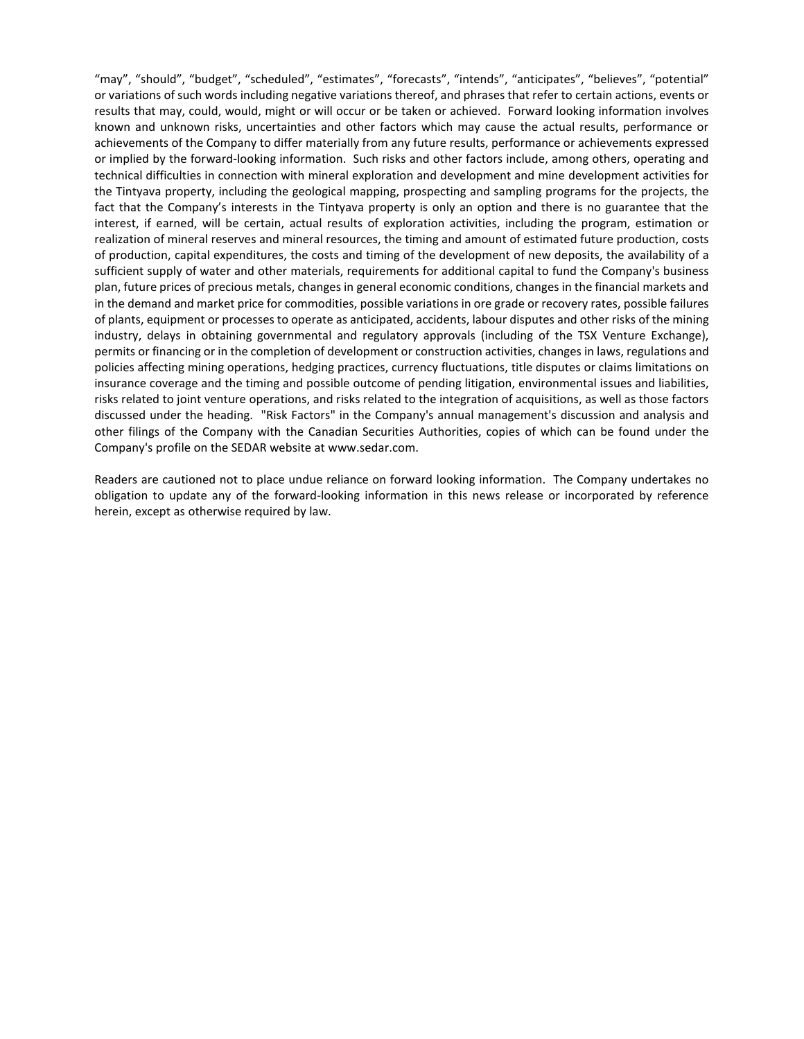“may”, “should”, “budget”, “scheduled”, “estimates”, “forecasts”, “intends”, “anticipates”, “believes”, “potential” or variations of such words including negative variations thereof, and phrases that refer to certain actions, events or results that may, could, would, might or will occur or be taken or achieved. Forward looking information involves known and unknown risks, uncertainties and other factors which may cause the actual results, performance or achievements of the Company to differ materially from any future results, performance or achievements expressed or implied by the forward-looking information. Such risks and other factors include, among others, operating and technical difficulties in connection with mineral exploration and development and mine development activities for the Tintyava property, including the geological mapping, prospecting and sampling programs for the projects, the fact that the Company’s interests in the Tintyava property is only an option and there is no guarantee that the interest, if earned, will be certain, actual results of exploration activities, including the program, estimation or realization of mineral reserves and mineral resources, the timing and amount of estimated future production, costs of production, capital expenditures, the costs and timing of the development of new deposits, the availability of a sufficient supply of water and other materials, requirements for additional capital to fund the Company's business plan, future prices of precious metals, changes in general economic conditions, changes in the financial markets and in the demand and market price for commodities, possible variations in ore grade or recovery rates, possible failures of plants, equipment or processes to operate as anticipated, accidents, labour disputes and other risks of the mining industry, delays in obtaining governmental and regulatory approvals (including of the TSX Venture Exchange), permits or financing or in the completion of development or construction activities, changes in laws, regulations and policies affecting mining operations, hedging practices, currency fluctuations, title disputes or claims limitations on insurance coverage and the timing and possible outcome of pending litigation, environmental issues and liabilities, risks related to joint venture operations, and risks related to the integration of acquisitions, as well as those factors discussed under the heading. "Risk Factors" in the Company's annual management's discussion and analysis and other filings of the Company with the Canadian Securities Authorities, copies of which can be found under the Company's profile on the SEDAR website at www.sedar.com.

Readers are cautioned not to place undue reliance on forward looking information. The Company undertakes no obligation to update any of the forward-looking information in this news release or incorporated by reference herein, except as otherwise required by law.